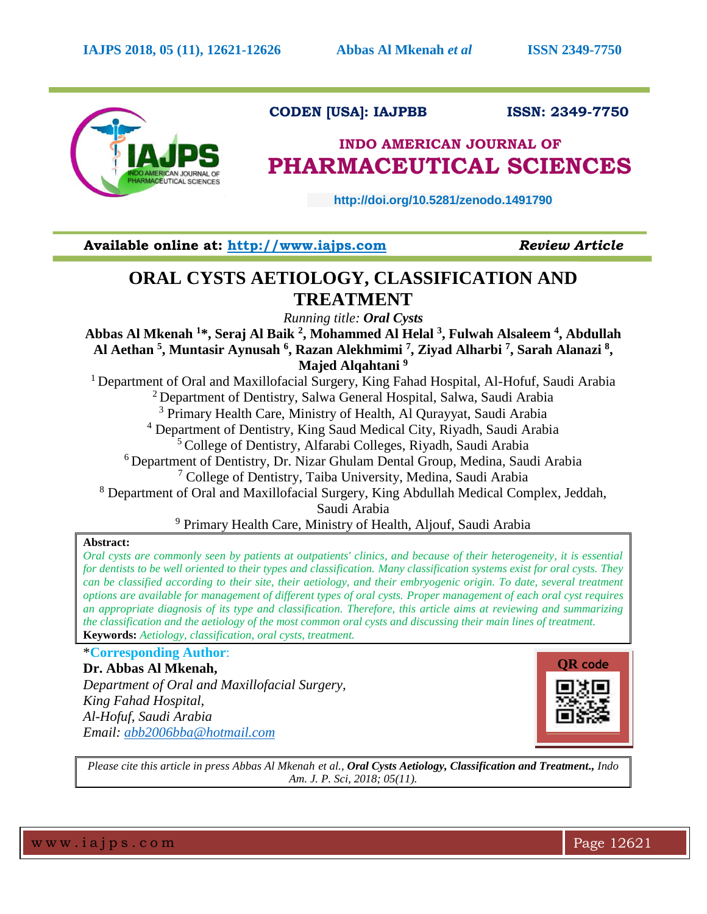CODEN [USA]: IAJPBB ISSN: 2349-7750

**INDO AMERICAN JOURNAL OF PHARMACEUTICAL SCIENCES**

http://doi.org/10.5281/zenodo.1491790

**Available online at: http://www.iajps.com** *Review Article*

# ORAL CYSTS AETIOLOGY, CLASSIFICATION AND TREATMENT

*Running title:* ***Oral Cysts***

**Abbas Al Mkenah [1]*, Seraj Al Baik [2], Mohammed Al Helal [3], Fulwah Alsaleem [4], Abdullah Al Aethan [5], Muntasir Aynusah [6], Razan Alekhmimi [7], Ziyad Alharbi [7], Sarah Alanazi [8], Majed Alqahtani [9]**

[1] Department of Oral and Maxillofacial Surgery, King Fahad Hospital, Al-Hofuf, Saudi Arabia
[2] Department of Dentistry, Salwa General Hospital, Salwa, Saudi Arabia
[3] Primary Health Care, Ministry of Health, Al Qurayyat, Saudi Arabia
[4] Department of Dentistry, King Saud Medical City, Riyadh, Saudi Arabia
[5] College of Dentistry, Alfarabi Colleges, Riyadh, Saudi Arabia
[6] Department of Dentistry, Dr. Nizar Ghulam Dental Group, Medina, Saudi Arabia
[7] College of Dentistry, Taiba University, Medina, Saudi Arabia
[8] Department of Oral and Maxillofacial Surgery, King Abdullah Medical Complex, Jeddah, Saudi Arabia
[9] Primary Health Care, Ministry of Health, Aljouf, Saudi Arabia

**Abstract:**

*Oral cysts are commonly seen by patients at outpatients' clinics, and because of their heterogeneity, it is essential for dentists to be well oriented to their types and classification. Many classification systems exist for oral cysts. They can be classified according to their site, their aetiology, and their embryogenic origin. To date, several treatment options are available for management of different types of oral cysts. Proper management of each oral cyst requires an appropriate diagnosis of its type and classification. Therefore, this article aims at reviewing and summarizing the classification and the aetiology of the most common oral cysts and discussing their main lines of treatment.*

**Keywords:** *Aetiology, classification, oral cysts, treatment.*

***Corresponding Author**:

**Dr. Abbas Al Mkenah,**
*Department of Oral and Maxillofacial Surgery,*
*King Fahad Hospital,*
*Al-Hofuf, Saudi Arabia*
*Email: abb2006bba@hotmail.com*

QR code

*Please cite this article in press Abbas Al Mkenah et al.,* ***Oral Cysts Aetiology, Classification and Treatment.****, Indo Am. J. P. Sci, 2018; 05(11).*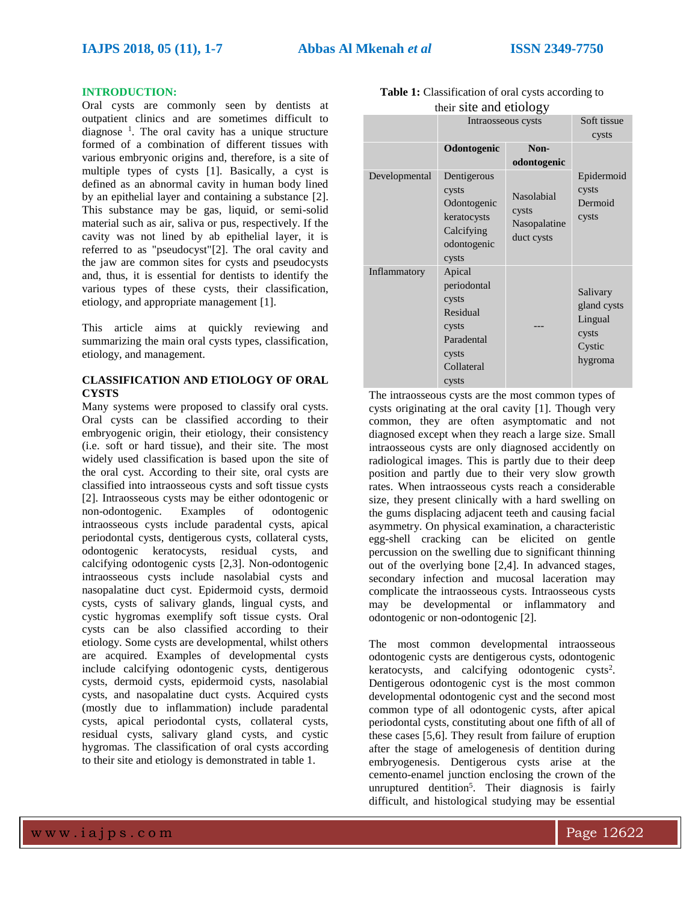## INTRODUCTION:

Oral cysts are commonly seen by dentists at outpatient clinics and are sometimes difficult to diagnose [1]. The oral cavity has a unique structure formed of a combination of different tissues with various embryonic origins and, therefore, is a site of multiple types of cysts [1]. Basically, a cyst is defined as an abnormal cavity in human body lined by an epithelial layer and containing a substance [2]. This substance may be gas, liquid, or semi-solid material such as air, saliva or pus, respectively. If the cavity was not lined by ab epithelial layer, it is referred to as "pseudocyst"[2]. The oral cavity and the jaw are common sites for cysts and pseudocysts and, thus, it is essential for dentists to identify the various types of these cysts, their classification, etiology, and appropriate management [1].

This article aims at quickly reviewing and summarizing the main oral cysts types, classification, etiology, and management.

## CLASSIFICATION AND ETIOLOGY OF ORAL CYSTS

Many systems were proposed to classify oral cysts. Oral cysts can be classified according to their embryogenic origin, their etiology, their consistency (i.e. soft or hard tissue), and their site. The most widely used classification is based upon the site of the oral cyst. According to their site, oral cysts are classified into intraosseous cysts and soft tissue cysts [2]. Intraosseous cysts may be either odontogenic or non-odontogenic. Examples of odontogenic intraosseous cysts include paradental cysts, apical periodontal cysts, dentigerous cysts, collateral cysts, odontogenic keratocysts, residual cysts, and calcifying odontogenic cysts [2,3]. Non-odontogenic intraosseous cysts include nasolabial cysts and nasopalatine duct cyst. Epidermoid cysts, dermoid cysts, cysts of salivary glands, lingual cysts, and cystic hygromas exemplify soft tissue cysts. Oral cysts can be also classified according to their etiology. Some cysts are developmental, whilst others are acquired. Examples of developmental cysts include calcifying odontogenic cysts, dentigerous cysts, dermoid cysts, epidermoid cysts, nasolabial cysts, and nasopalatine duct cysts. Acquired cysts (mostly due to inflammation) include paradental cysts, apical periodontal cysts, collateral cysts, residual cysts, salivary gland cysts, and cystic hygromas. The classification of oral cysts according to their site and etiology is demonstrated in table 1.

**Table 1:** Classification of oral cysts according to their site and etiology

| | Intraosseous cysts | | Soft tissue cysts |
|---|---|---|---|
| | **Odontogenic** | **Non-odontogenic** | |
| Developmental | Dentigerous cysts<br>Odontogenic keratocysts<br>Calcifying odontogenic cysts | Nasolabial cysts<br>Nasopalatine duct cysts | Epidermoid cysts<br>Dermoid cysts |
| Inflammatory | Apical periodontal cysts<br>Residual cysts<br>Paradental cysts<br>Collateral cysts | --- | Salivary gland cysts<br>Lingual cysts<br>Cystic hygroma |

The intraosseous cysts are the most common types of cysts originating at the oral cavity [1]. Though very common, they are often asymptomatic and not diagnosed except when they reach a large size. Small intraosseous cysts are only diagnosed accidently on radiological images. This is partly due to their deep position and partly due to their very slow growth rates. When intraosseous cysts reach a considerable size, they present clinically with a hard swelling on the gums displacing adjacent teeth and causing facial asymmetry. On physical examination, a characteristic egg-shell cracking can be elicited on gentle percussion on the swelling due to significant thinning out of the overlying bone [2,4]. In advanced stages, secondary infection and mucosal laceration may complicate the intraosseous cysts. Intraosseous cysts may be developmental or inflammatory and odontogenic or non-odontogenic [2].

The most common developmental intraosseous odontogenic cysts are dentigerous cysts, odontogenic keratocysts, and calcifying odontogenic cysts[2]. Dentigerous odontogenic cyst is the most common developmental odontogenic cyst and the second most common type of all odontogenic cysts, after apical periodontal cysts, constituting about one fifth of all of these cases [5,6]. They result from failure of eruption after the stage of amelogenesis of dentition during embryogenesis. Dentigerous cysts arise at the cemento-enamel junction enclosing the crown of the unruptured dentition[5]. Their diagnosis is fairly difficult, and histological studying may be essential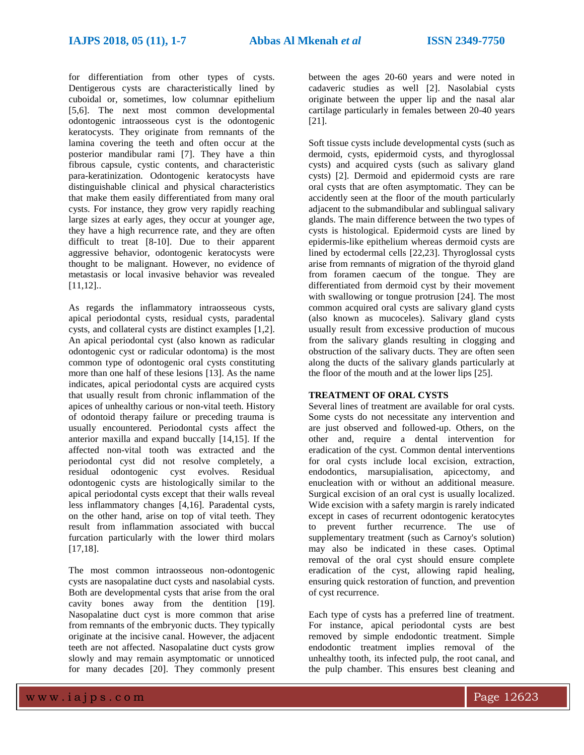for differentiation from other types of cysts. Dentigerous cysts are characteristically lined by cuboidal or, sometimes, low columnar epithelium [5,6]. The next most common developmental odontogenic intraosseous cyst is the odontogenic keratocysts. They originate from remnants of the lamina covering the teeth and often occur at the posterior mandibular rami [7]. They have a thin fibrous capsule, cystic contents, and characteristic para-keratinization. Odontogenic keratocysts have distinguishable clinical and physical characteristics that make them easily differentiated from many oral cysts. For instance, they grow very rapidly reaching large sizes at early ages, they occur at younger age, they have a high recurrence rate, and they are often difficult to treat [8-10]. Due to their apparent aggressive behavior, odontogenic keratocysts were thought to be malignant. However, no evidence of metastasis or local invasive behavior was revealed [11,12]..

As regards the inflammatory intraosseous cysts, apical periodontal cysts, residual cysts, paradental cysts, and collateral cysts are distinct examples [1,2]. An apical periodontal cyst (also known as radicular odontogenic cyst or radicular odontoma) is the most common type of odontogenic oral cysts constituting more than one half of these lesions [13]. As the name indicates, apical periodontal cysts are acquired cysts that usually result from chronic inflammation of the apices of unhealthy carious or non-vital teeth. History of odontoid therapy failure or preceding trauma is usually encountered. Periodontal cysts affect the anterior maxilla and expand buccally [14,15]. If the affected non-vital tooth was extracted and the periodontal cyst did not resolve completely, a residual odontogenic cyst evolves. Residual odontogenic cysts are histologically similar to the apical periodontal cysts except that their walls reveal less inflammatory changes [4,16]. Paradental cysts, on the other hand, arise on top of vital teeth. They result from inflammation associated with buccal furcation particularly with the lower third molars [17,18].

The most common intraosseous non-odontogenic cysts are nasopalatine duct cysts and nasolabial cysts. Both are developmental cysts that arise from the oral cavity bones away from the dentition [19]. Nasopalatine duct cyst is more common that arise from remnants of the embryonic ducts. They typically originate at the incisive canal. However, the adjacent teeth are not affected. Nasopalatine duct cysts grow slowly and may remain asymptomatic or unnoticed for many decades [20]. They commonly present between the ages 20-60 years and were noted in cadaveric studies as well [2]. Nasolabial cysts originate between the upper lip and the nasal alar cartilage particularly in females between 20-40 years [21].

Soft tissue cysts include developmental cysts (such as dermoid, cysts, epidermoid cysts, and thyroglossal cysts) and acquired cysts (such as salivary gland cysts) [2]. Dermoid and epidermoid cysts are rare oral cysts that are often asymptomatic. They can be accidently seen at the floor of the mouth particularly adjacent to the submandibular and sublingual salivary glands. The main difference between the two types of cysts is histological. Epidermoid cysts are lined by epidermis-like epithelium whereas dermoid cysts are lined by ectodermal cells [22,23]. Thyroglossal cysts arise from remnants of migration of the thyroid gland from foramen caecum of the tongue. They are differentiated from dermoid cyst by their movement with swallowing or tongue protrusion [24]. The most common acquired oral cysts are salivary gland cysts (also known as mucoceles). Salivary gland cysts usually result from excessive production of mucous from the salivary glands resulting in clogging and obstruction of the salivary ducts. They are often seen along the ducts of the salivary glands particularly at the floor of the mouth and at the lower lips [25].

## TREATMENT OF ORAL CYSTS

Several lines of treatment are available for oral cysts. Some cysts do not necessitate any intervention and are just observed and followed-up. Others, on the other and, require a dental intervention for eradication of the cyst. Common dental interventions for oral cysts include local excision, extraction, endodontics, marsupialisation, apicectomy, and enucleation with or without an additional measure. Surgical excision of an oral cyst is usually localized. Wide excision with a safety margin is rarely indicated except in cases of recurrent odontogenic keratocytes to prevent further recurrence. The use of supplementary treatment (such as Carnoy's solution) may also be indicated in these cases. Optimal removal of the oral cyst should ensure complete eradication of the cyst, allowing rapid healing, ensuring quick restoration of function, and prevention of cyst recurrence.

Each type of cysts has a preferred line of treatment. For instance, apical periodontal cysts are best removed by simple endodontic treatment. Simple endodontic treatment implies removal of the unhealthy tooth, its infected pulp, the root canal, and the pulp chamber. This ensures best cleaning and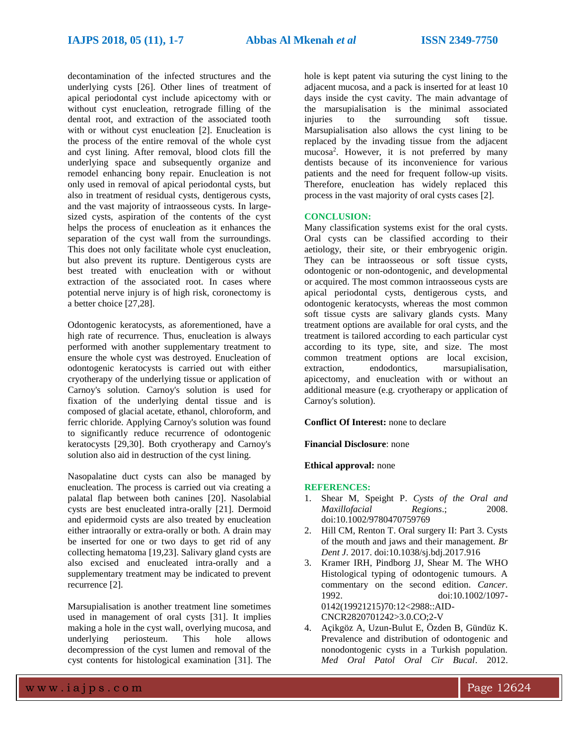decontamination of the infected structures and the underlying cysts [26]. Other lines of treatment of apical periodontal cyst include apicectomy with or without cyst enucleation, retrograde filling of the dental root, and extraction of the associated tooth with or without cyst enucleation [2]. Enucleation is the process of the entire removal of the whole cyst and cyst lining. After removal, blood clots fill the underlying space and subsequently organize and remodel enhancing bony repair. Enucleation is not only used in removal of apical periodontal cysts, but also in treatment of residual cysts, dentigerous cysts, and the vast majority of intraosseous cysts. In large-sized cysts, aspiration of the contents of the cyst helps the process of enucleation as it enhances the separation of the cyst wall from the surroundings. This does not only facilitate whole cyst enucleation, but also prevent its rupture. Dentigerous cysts are best treated with enucleation with or without extraction of the associated root. In cases where potential nerve injury is of high risk, coronectomy is a better choice [27,28].

Odontogenic keratocysts, as aforementioned, have a high rate of recurrence. Thus, enucleation is always performed with another supplementary treatment to ensure the whole cyst was destroyed. Enucleation of odontogenic keratocysts is carried out with either cryotherapy of the underlying tissue or application of Carnoy's solution. Carnoy's solution is used for fixation of the underlying dental tissue and is composed of glacial acetate, ethanol, chloroform, and ferric chloride. Applying Carnoy's solution was found to significantly reduce recurrence of odontogenic keratocysts [29,30]. Both cryotherapy and Carnoy's solution also aid in destruction of the cyst lining.

Nasopalatine duct cysts can also be managed by enucleation. The process is carried out via creating a palatal flap between both canines [20]. Nasolabial cysts are best enucleated intra-orally [21]. Dermoid and epidermoid cysts are also treated by enucleation either intraorally or extra-orally or both. A drain may be inserted for one or two days to get rid of any collecting hematoma [19,23]. Salivary gland cysts are also excised and enucleated intra-orally and a supplementary treatment may be indicated to prevent recurrence [2].

Marsupialisation is another treatment line sometimes used in management of oral cysts [31]. It implies making a hole in the cyst wall, overlying mucosa, and underlying periosteum. This hole allows decompression of the cyst lumen and removal of the cyst contents for histological examination [31]. The hole is kept patent via suturing the cyst lining to the adjacent mucosa, and a pack is inserted for at least 10 days inside the cyst cavity. The main advantage of the marsupialisation is the minimal associated injuries to the surrounding soft tissue. Marsupialisation also allows the cyst lining to be replaced by the invading tissue from the adjacent mucosa[2]. However, it is not preferred by many dentists because of its inconvenience for various patients and the need for frequent follow-up visits. Therefore, enucleation has widely replaced this process in the vast majority of oral cysts cases [2].

## CONCLUSION:

Many classification systems exist for the oral cysts. Oral cysts can be classified according to their aetiology, their site, or their embryogenic origin. They can be intraosseous or soft tissue cysts, odontogenic or non-odontogenic, and developmental or acquired. The most common intraosseous cysts are apical periodontal cysts, dentigerous cysts, and odontogenic keratocysts, whereas the most common soft tissue cysts are salivary glands cysts. Many treatment options are available for oral cysts, and the treatment is tailored according to each particular cyst according to its type, site, and size. The most common treatment options are local excision, extraction, endodontics, marsupialisation, apicectomy, and enucleation with or without an additional measure (e.g. cryotherapy or application of Carnoy's solution).

**Conflict Of Interest:** none to declare

**Financial Disclosure**: none

**Ethical approval:** none

## REFERENCES:

1. Shear M, Speight P. *Cysts of the Oral and Maxillofacial Regions*.; 2008. doi:10.1002/9780470759769
2. Hill CM, Renton T. Oral surgery II: Part 3. Cysts of the mouth and jaws and their management. *Br Dent J*. 2017. doi:10.1038/sj.bdj.2017.916
3. Kramer IRH, Pindborg JJ, Shear M. The WHO Histological typing of odontogenic tumours. A commentary on the second edition. *Cancer*. 1992. doi:10.1002/1097-0142(19921215)70:12<2988::AID-CNCR2820701242>3.0.CO;2-V
4. Açikgöz A, Uzun-Bulut E, Özden B, Gündüz K. Prevalence and distribution of odontogenic and nonodontogenic cysts in a Turkish population. *Med Oral Patol Oral Cir Bucal*. 2012.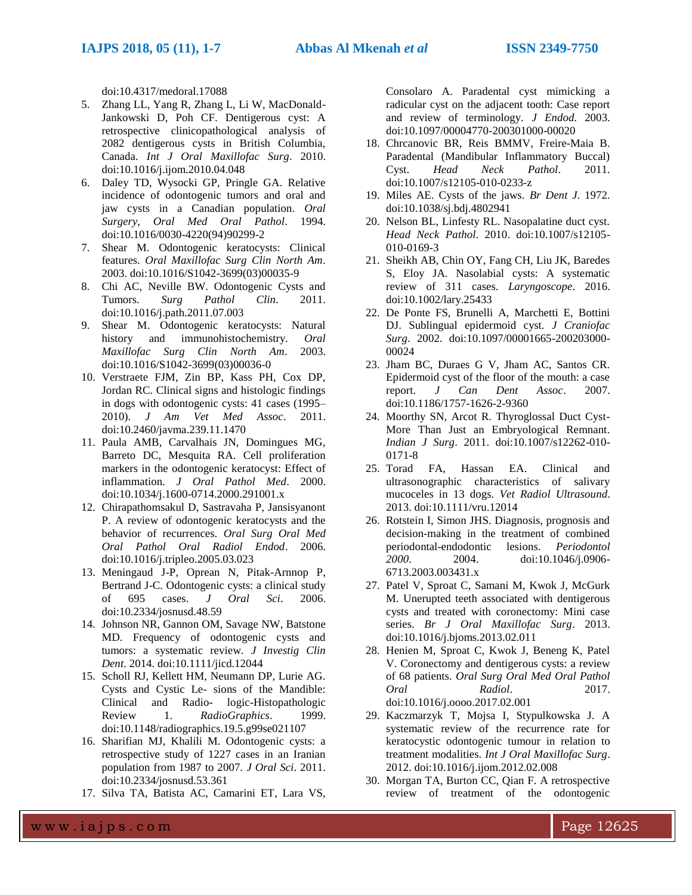doi:10.4317/medoral.17088

5. Zhang LL, Yang R, Zhang L, Li W, MacDonald-Jankowski D, Poh CF. Dentigerous cyst: A retrospective clinicopathological analysis of 2082 dentigerous cysts in British Columbia, Canada. *Int J Oral Maxillofac Surg*. 2010. doi:10.1016/j.ijom.2010.04.048
6. Daley TD, Wysocki GP, Pringle GA. Relative incidence of odontogenic tumors and oral and jaw cysts in a Canadian population. *Oral Surgery, Oral Med Oral Pathol*. 1994. doi:10.1016/0030-4220(94)90299-2
7. Shear M. Odontogenic keratocysts: Clinical features. *Oral Maxillofac Surg Clin North Am*. 2003. doi:10.1016/S1042-3699(03)00035-9
8. Chi AC, Neville BW. Odontogenic Cysts and Tumors. *Surg Pathol Clin*. 2011. doi:10.1016/j.path.2011.07.003
9. Shear M. Odontogenic keratocysts: Natural history and immunohistochemistry. *Oral Maxillofac Surg Clin North Am*. 2003. doi:10.1016/S1042-3699(03)00036-0
10. Verstraete FJM, Zin BP, Kass PH, Cox DP, Jordan RC. Clinical signs and histologic findings in dogs with odontogenic cysts: 41 cases (1995–2010). *J Am Vet Med Assoc*. 2011. doi:10.2460/javma.239.11.1470
11. Paula AMB, Carvalhais JN, Domingues MG, Barreto DC, Mesquita RA. Cell proliferation markers in the odontogenic keratocyst: Effect of inflammation. *J Oral Pathol Med*. 2000. doi:10.1034/j.1600-0714.2000.291001.x
12. Chirapathomsakul D, Sastravaha P, Jansisyanont P. A review of odontogenic keratocysts and the behavior of recurrences. *Oral Surg Oral Med Oral Pathol Oral Radiol Endod*. 2006. doi:10.1016/j.tripleo.2005.03.023
13. Meningaud J-P, Oprean N, Pitak-Arnnop P, Bertrand J-C. Odontogenic cysts: a clinical study of 695 cases. *J Oral Sci*. 2006. doi:10.2334/josnusd.48.59
14. Johnson NR, Gannon OM, Savage NW, Batstone MD. Frequency of odontogenic cysts and tumors: a systematic review. *J Investig Clin Dent*. 2014. doi:10.1111/jicd.12044
15. Scholl RJ, Kellett HM, Neumann DP, Lurie AG. Cysts and Cystic Le- sions of the Mandible: Clinical and Radio- logic-Histopathologic Review 1. *RadioGraphics*. 1999. doi:10.1148/radiographics.19.5.g99se021107
16. Sharifian MJ, Khalili M. Odontogenic cysts: a retrospective study of 1227 cases in an Iranian population from 1987 to 2007. *J Oral Sci*. 2011. doi:10.2334/josnusd.53.361
17. Silva TA, Batista AC, Camarini ET, Lara VS, Consolaro A. Paradental cyst mimicking a radicular cyst on the adjacent tooth: Case report and review of terminology. *J Endod*. 2003. doi:10.1097/00004770-200301000-00020
18. Chrcanovic BR, Reis BMMV, Freire-Maia B. Paradental (Mandibular Inflammatory Buccal) Cyst. *Head Neck Pathol*. 2011. doi:10.1007/s12105-010-0233-z
19. Miles AE. Cysts of the jaws. *Br Dent J*. 1972. doi:10.1038/sj.bdj.4802941
20. Nelson BL, Linfesty RL. Nasopalatine duct cyst. *Head Neck Pathol*. 2010. doi:10.1007/s12105-010-0169-3
21. Sheikh AB, Chin OY, Fang CH, Liu JK, Baredes S, Eloy JA. Nasolabial cysts: A systematic review of 311 cases. *Laryngoscope*. 2016. doi:10.1002/lary.25433
22. De Ponte FS, Brunelli A, Marchetti E, Bottini DJ. Sublingual epidermoid cyst. *J Craniofac Surg*. 2002. doi:10.1097/00001665-200203000-00024
23. Jham BC, Duraes G V, Jham AC, Santos CR. Epidermoid cyst of the floor of the mouth: a case report. *J Can Dent Assoc*. 2007. doi:10.1186/1757-1626-2-9360
24. Moorthy SN, Arcot R. Thyroglossal Duct Cyst-More Than Just an Embryological Remnant. *Indian J Surg*. 2011. doi:10.1007/s12262-010-0171-8
25. Torad FA, Hassan EA. Clinical and ultrasonographic characteristics of salivary mucoceles in 13 dogs. *Vet Radiol Ultrasound*. 2013. doi:10.1111/vru.12014
26. Rotstein I, Simon JHS. Diagnosis, prognosis and decision-making in the treatment of combined periodontal-endodontic lesions. *Periodontol 2000*. 2004. doi:10.1046/j.0906-6713.2003.003431.x
27. Patel V, Sproat C, Samani M, Kwok J, McGurk M. Unerupted teeth associated with dentigerous cysts and treated with coronectomy: Mini case series. *Br J Oral Maxillofac Surg*. 2013. doi:10.1016/j.bjoms.2013.02.011
28. Henien M, Sproat C, Kwok J, Beneng K, Patel V. Coronectomy and dentigerous cysts: a review of 68 patients. *Oral Surg Oral Med Oral Pathol Oral Radiol*. 2017. doi:10.1016/j.oooo.2017.02.001
29. Kaczmarzyk T, Mojsa I, Stypulkowska J. A systematic review of the recurrence rate for keratocystic odontogenic tumour in relation to treatment modalities. *Int J Oral Maxillofac Surg*. 2012. doi:10.1016/j.ijom.2012.02.008
30. Morgan TA, Burton CC, Qian F. A retrospective review of treatment of the odontogenic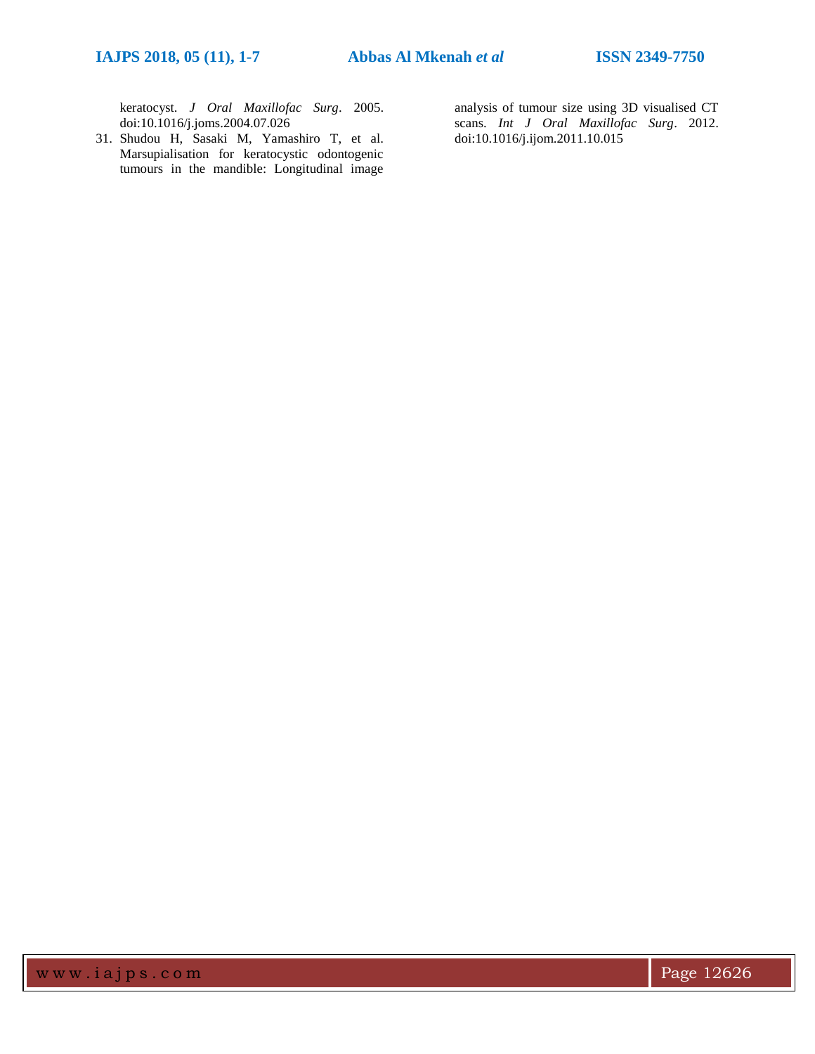keratocyst. *J Oral Maxillofac Surg*. 2005. doi:10.1016/j.joms.2004.07.026

31. Shudou H, Sasaki M, Yamashiro T, et al. Marsupialisation for keratocystic odontogenic tumours in the mandible: Longitudinal image analysis of tumour size using 3D visualised CT scans. *Int J Oral Maxillofac Surg*. 2012. doi:10.1016/j.ijom.2011.10.015